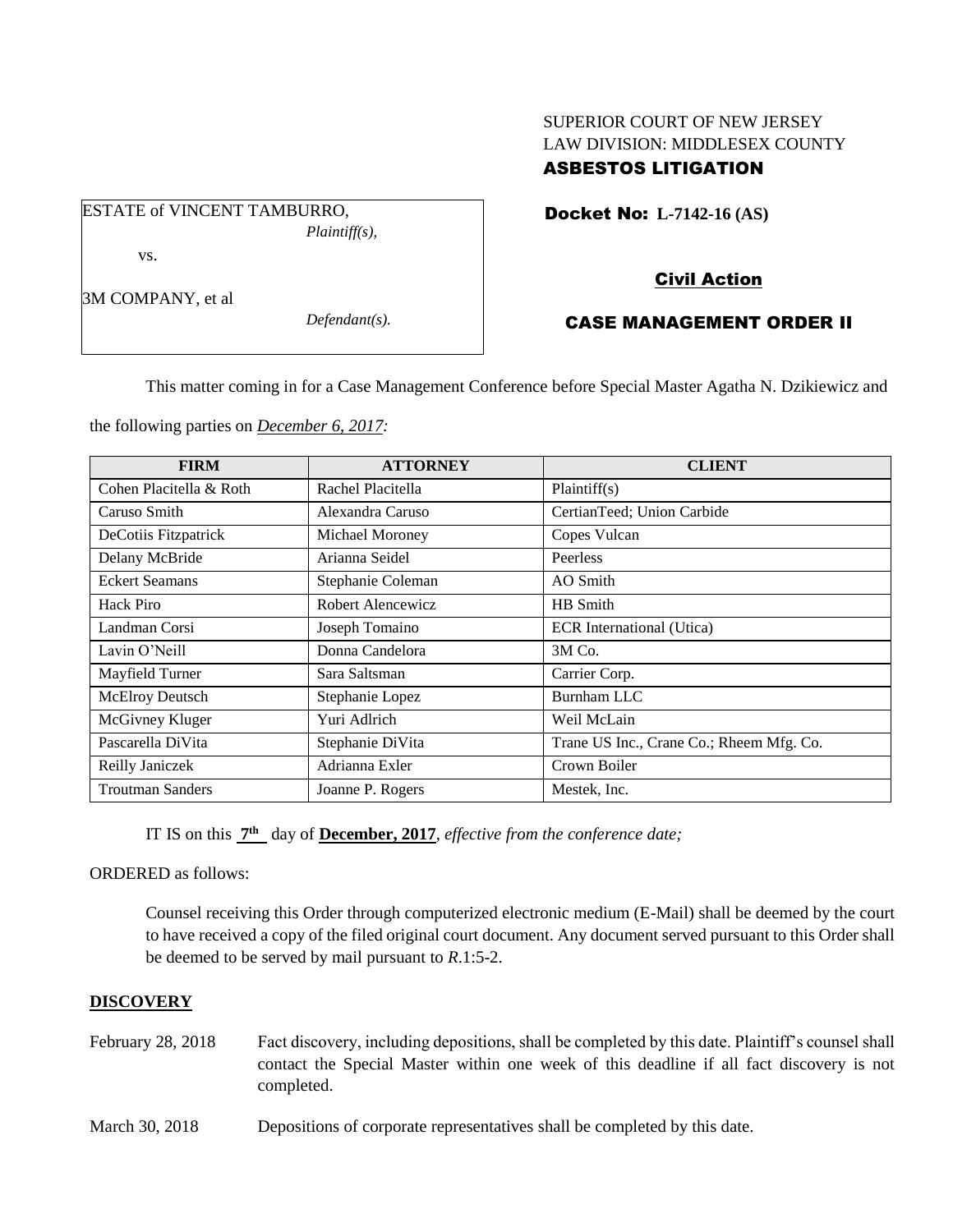SUPERIOR COURT OF NEW JERSEY
LAW DIVISION: MIDDLESEX COUNTY
**ASBESTOS LITIGATION**

ESTATE of VINCENT TAMBURRO,
*Plaintiff(s),*

vs.

3M COMPANY, et al
*Defendant(s).*

**Docket No: L-7142-16 (AS)**

**Civil Action**

**CASE MANAGEMENT ORDER II**

This matter coming in for a Case Management Conference before Special Master Agatha N. Dzikiewicz and the following parties on *December 6, 2017:*

| FIRM | ATTORNEY | CLIENT |
|---|---|---|
| Cohen Placitella & Roth | Rachel Placitella | Plaintiff(s) |
| Caruso Smith | Alexandra Caruso | CertianTeed; Union Carbide |
| DeCotiis Fitzpatrick | Michael Moroney | Copes Vulcan |
| Delany McBride | Arianna Seidel | Peerless |
| Eckert Seamans | Stephanie Coleman | AO Smith |
| Hack Piro | Robert Alencewicz | HB Smith |
| Landman Corsi | Joseph Tomaino | ECR International (Utica) |
| Lavin O'Neill | Donna Candelora | 3M Co. |
| Mayfield Turner | Sara Saltsman | Carrier Corp. |
| McElroy Deutsch | Stephanie Lopez | Burnham LLC |
| McGivney Kluger | Yuri Adlrich | Weil McLain |
| Pascarella DiVita | Stephanie DiVita | Trane US Inc., Crane Co.; Rheem Mfg. Co. |
| Reilly Janiczek | Adrianna Exler | Crown Boiler |
| Troutman Sanders | Joanne P. Rogers | Mestek, Inc. |

IT IS on this **7th** day of **December, 2017**, *effective from the conference date;*

ORDERED as follows:

Counsel receiving this Order through computerized electronic medium (E-Mail) shall be deemed by the court to have received a copy of the filed original court document. Any document served pursuant to this Order shall be deemed to be served by mail pursuant to *R*.1:5-2.

**DISCOVERY**

February 28, 2018 — Fact discovery, including depositions, shall be completed by this date. Plaintiff's counsel shall contact the Special Master within one week of this deadline if all fact discovery is not completed.

March 30, 2018 — Depositions of corporate representatives shall be completed by this date.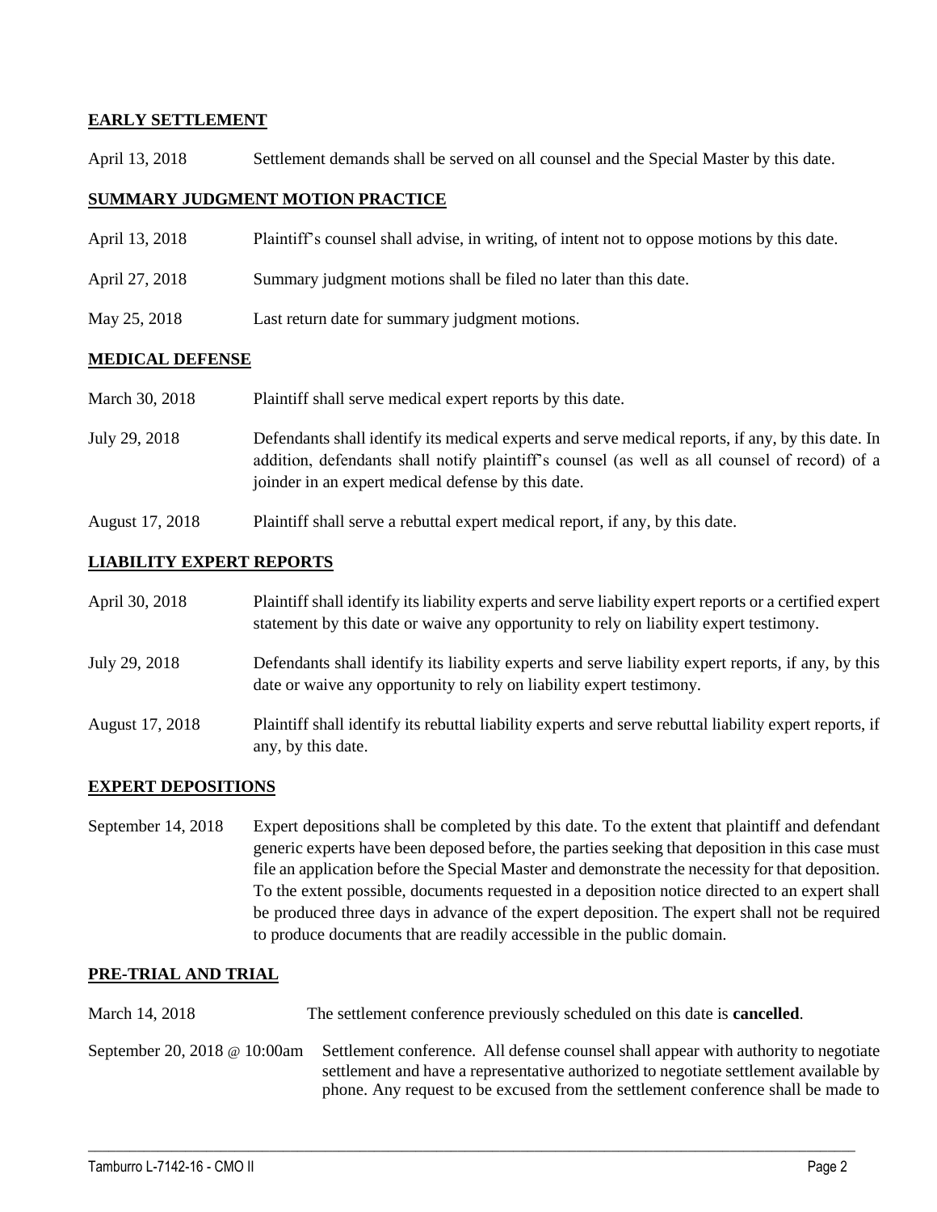## EARLY SETTLEMENT

| | |
|---|---|
| April 13, 2018 | Settlement demands shall be served on all counsel and the Special Master by this date. |

## SUMMARY JUDGMENT MOTION PRACTICE

| | |
|---|---|
| April 13, 2018 | Plaintiff's counsel shall advise, in writing, of intent not to oppose motions by this date. |
| April 27, 2018 | Summary judgment motions shall be filed no later than this date. |
| May 25, 2018 | Last return date for summary judgment motions. |

## MEDICAL DEFENSE

| | |
|---|---|
| March 30, 2018 | Plaintiff shall serve medical expert reports by this date. |
| July 29, 2018 | Defendants shall identify its medical experts and serve medical reports, if any, by this date. In addition, defendants shall notify plaintiff's counsel (as well as all counsel of record) of a joinder in an expert medical defense by this date. |
| August 17, 2018 | Plaintiff shall serve a rebuttal expert medical report, if any, by this date. |

## LIABILITY EXPERT REPORTS

| | |
|---|---|
| April 30, 2018 | Plaintiff shall identify its liability experts and serve liability expert reports or a certified expert statement by this date or waive any opportunity to rely on liability expert testimony. |
| July 29, 2018 | Defendants shall identify its liability experts and serve liability expert reports, if any, by this date or waive any opportunity to rely on liability expert testimony. |
| August 17, 2018 | Plaintiff shall identify its rebuttal liability experts and serve rebuttal liability expert reports, if any, by this date. |

## EXPERT DEPOSITIONS

| | |
|---|---|
| September 14, 2018 | Expert depositions shall be completed by this date. To the extent that plaintiff and defendant generic experts have been deposed before, the parties seeking that deposition in this case must file an application before the Special Master and demonstrate the necessity for that deposition. To the extent possible, documents requested in a deposition notice directed to an expert shall be produced three days in advance of the expert deposition. The expert shall not be required to produce documents that are readily accessible in the public domain. |

## PRE-TRIAL AND TRIAL

| | |
|---|---|
| March 14, 2018 | The settlement conference previously scheduled on this date is **cancelled**. |
| September 20, 2018 @ 10:00am | Settlement conference. All defense counsel shall appear with authority to negotiate settlement and have a representative authorized to negotiate settlement available by phone. Any request to be excused from the settlement conference shall be made to |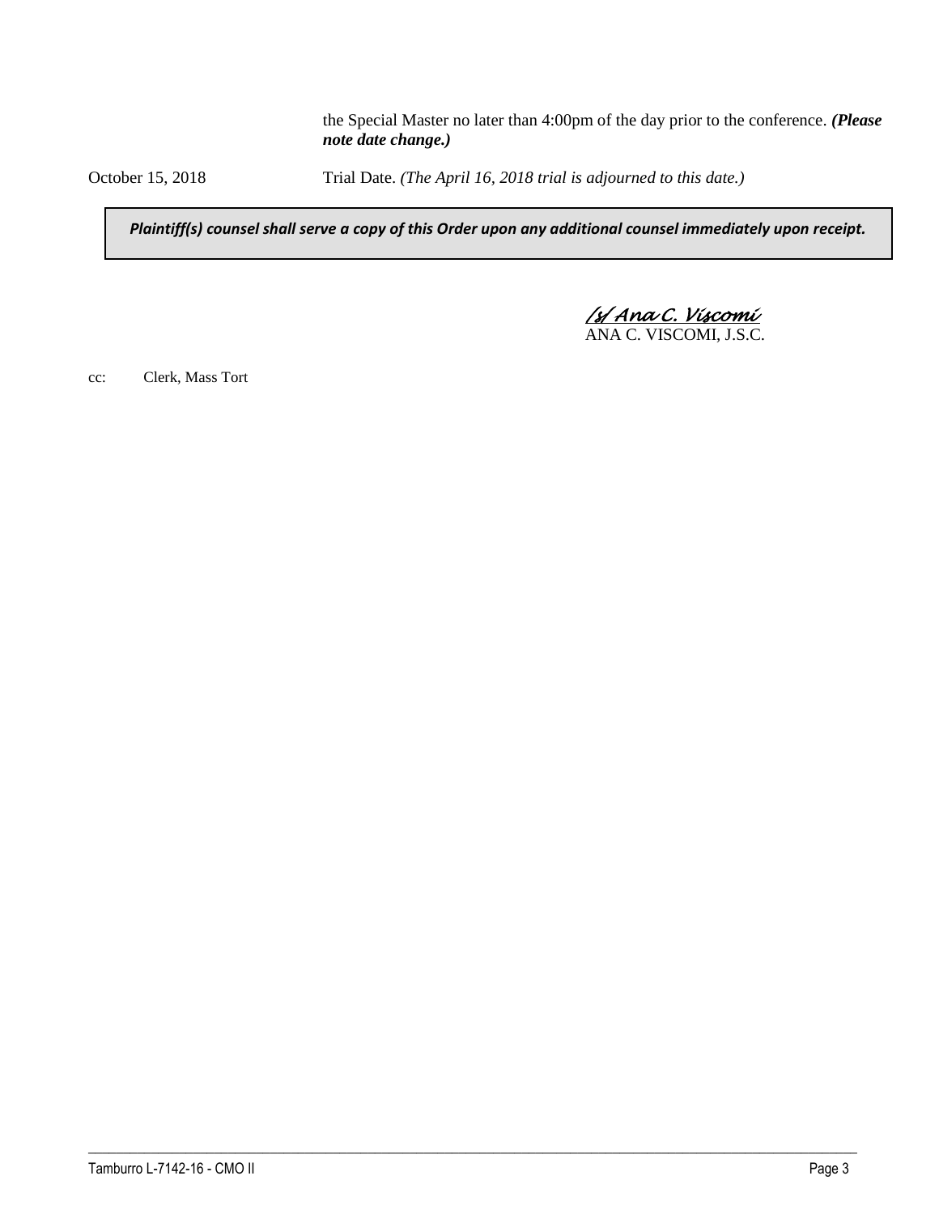| | |
|---|---|
| | the Special Master no later than 4:00pm of the day prior to the conference. ***(Please note date change.)*** |
| October 15, 2018 | Trial Date. *(The April 16, 2018 trial is adjourned to this date.)* |

***Plaintiff(s) counsel shall serve a copy of this Order upon any additional counsel immediately upon receipt.***

/s/ Ana C. Viscomi
ANA C. VISCOMI, J.S.C.

cc: Clerk, Mass Tort